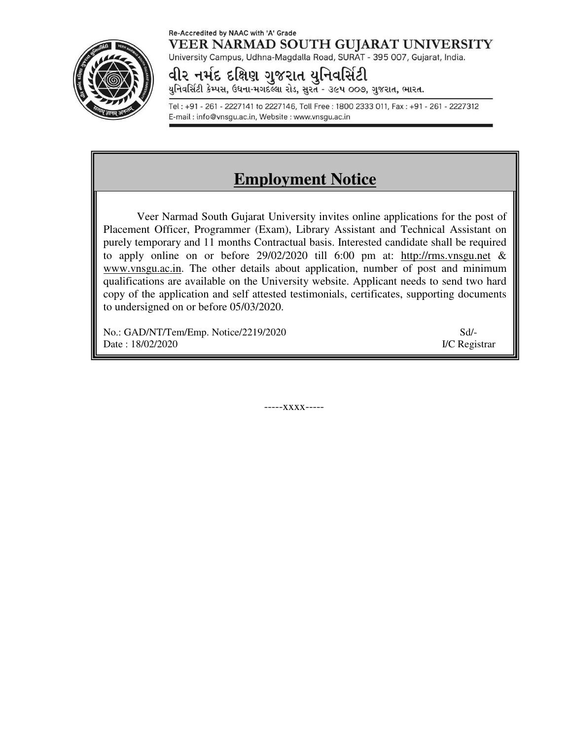Re-Accredited by NAAC with 'A' Grade

**VEER NARMAD SOUTH GUJARAT UNIVERSITY**

University Campus, Udhna-Magdalla Road, SURAT - 395 007, Gujarat, India.

**વીર નર્મદ દક્ષિણ ગુજરાત યુનિવર્સિટી**

યુનિવર્સિટી કેમ્પસ, ઉધના-મગદલ્લા રોડ, સુરત - ૩૯૫ ૦૦૭, ગુજરાત, ભારત.

Tel : +91 - 261 - 2227141 to 2227146, Toll Free : 1800 2333 011, Fax : +91 - 261 - 2227312
E-mail : info@vnsgu.ac.in, Website : www.vnsgu.ac.in

# Employment Notice

Veer Narmad South Gujarat University invites online applications for the post of Placement Officer, Programmer (Exam), Library Assistant and Technical Assistant on purely temporary and 11 months Contractual basis. Interested candidate shall be required to apply online on or before 29/02/2020 till 6:00 pm at: http://rms.vnsgu.net & www.vnsgu.ac.in. The other details about application, number of post and minimum qualifications are available on the University website. Applicant needs to send two hard copy of the application and self attested testimonials, certificates, supporting documents to undersigned on or before 05/03/2020.

No.: GAD/NT/Tem/Emp. Notice/2219/2020
Date : 18/02/2020

Sd/-
I/C Registrar

-----xxxx-----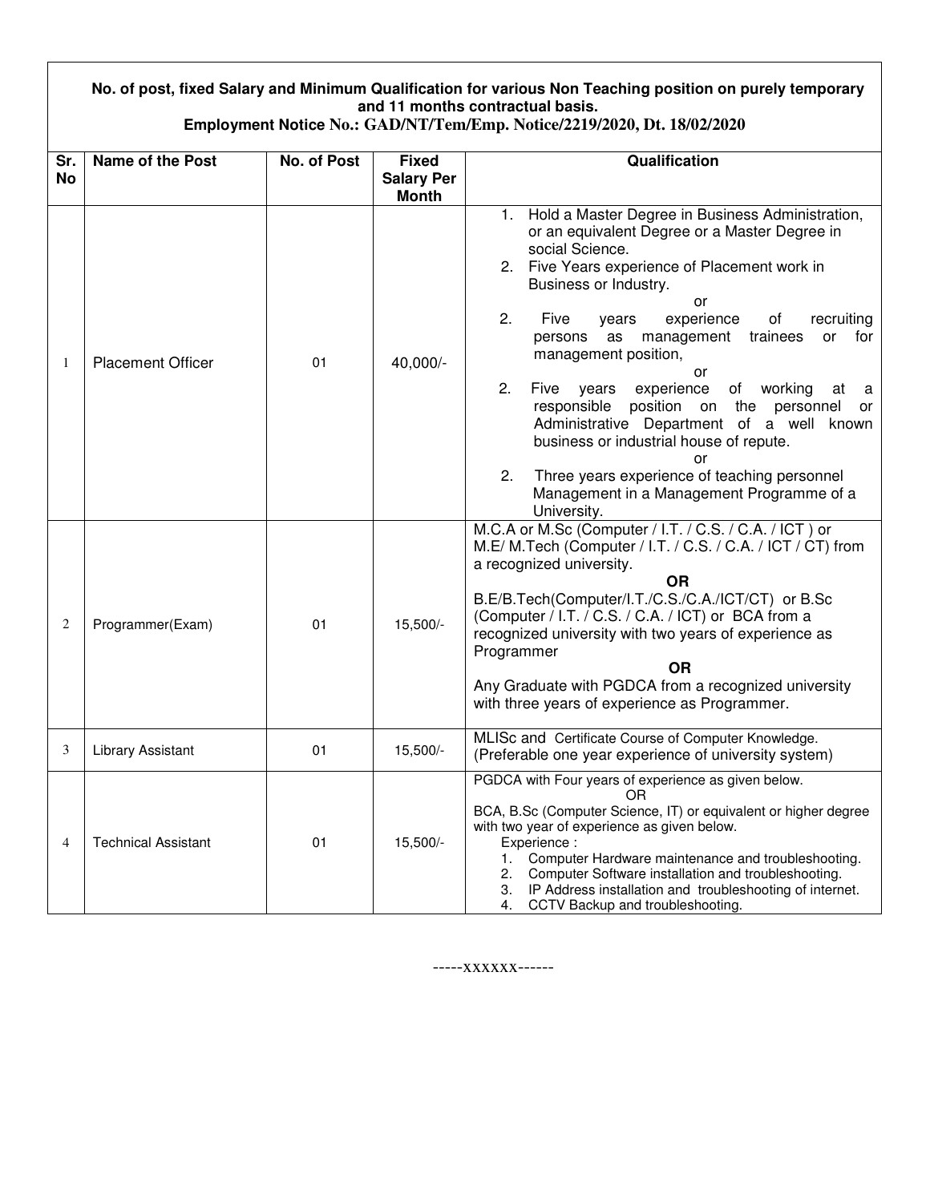**No. of post, fixed Salary and Minimum Qualification for various Non Teaching position on purely temporary and 11 months contractual basis.**

**Employment Notice No.: GAD/NT/Tem/Emp. Notice/2219/2020, Dt. 18/02/2020**

| Sr. No | Name of the Post | No. of Post | Fixed Salary Per Month | Qualification |
|---|---|---|---|---|
| 1 | Placement Officer | 01 | 40,000/- | 1. Hold a Master Degree in Business Administration, or an equivalent Degree or a Master Degree in social Science.<br>2. Five Years experience of Placement work in Business or Industry.<br>or<br>2. Five years experience of recruiting persons as management trainees or for management position,<br>or<br>2. Five years experience of working at a responsible position on the personnel or Administrative Department of a well known business or industrial house of repute.<br>or<br>2. Three years experience of teaching personnel Management in a Management Programme of a University. |
| 2 | Programmer(Exam) | 01 | 15,500/- | M.C.A or M.Sc (Computer / I.T. / C.S. / C.A. / ICT ) or M.E/ M.Tech (Computer / I.T. / C.S. / C.A. / ICT / CT) from a recognized university.<br>**OR**<br>B.E/B.Tech(Computer/I.T./C.S./C.A./ICT/CT) or B.Sc (Computer / I.T. / C.S. / C.A. / ICT) or BCA from a recognized university with two years of experience as Programmer<br>**OR**<br>Any Graduate with PGDCA from a recognized university with three years of experience as Programmer. |
| 3 | Library Assistant | 01 | 15,500/- | MLISc and Certificate Course of Computer Knowledge. (Preferable one year experience of university system) |
| 4 | Technical Assistant | 01 | 15,500/- | PGDCA with Four years of experience as given below.<br>OR<br>BCA, B.Sc (Computer Science, IT) or equivalent or higher degree with two year of experience as given below.<br>Experience :<br>1. Computer Hardware maintenance and troubleshooting.<br>2. Computer Software installation and troubleshooting.<br>3. IP Address installation and troubleshooting of internet.<br>4. CCTV Backup and troubleshooting. |

-----xxxxxx------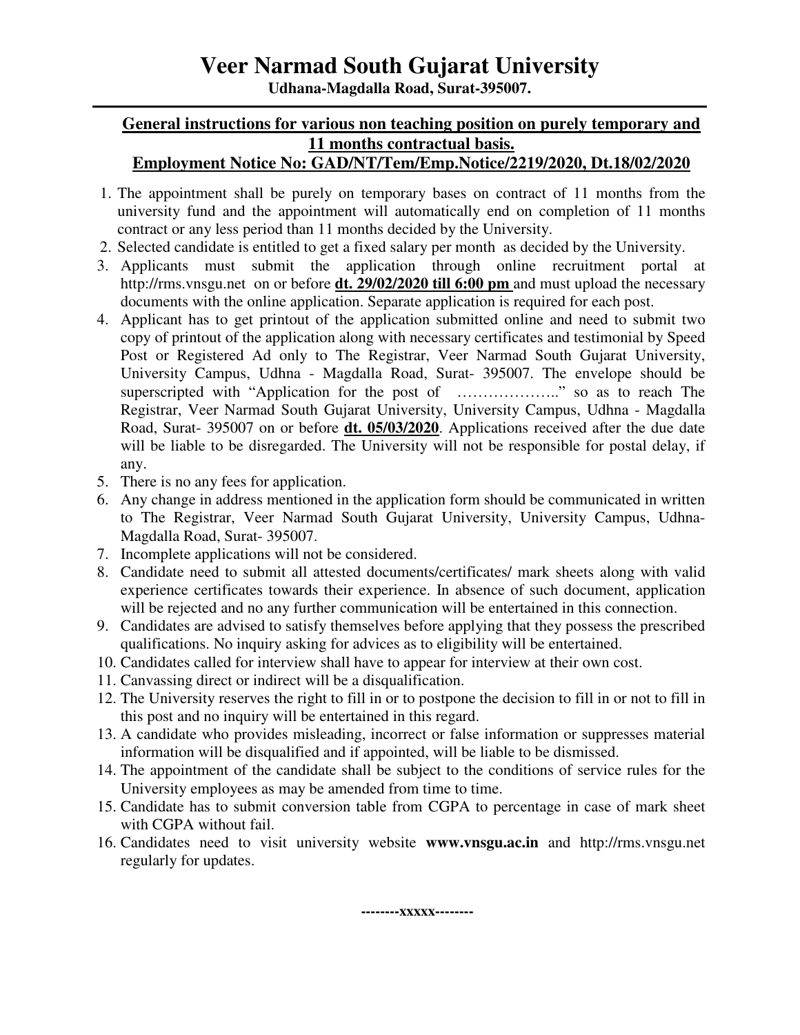# Veer Narmad South Gujarat University

**Udhana-Magdalla Road, Surat-395007.**

## General instructions for various non teaching position on purely temporary and 11 months contractual basis.

## Employment Notice No: GAD/NT/Tem/Emp.Notice/2219/2020, Dt.18/02/2020

1. The appointment shall be purely on temporary bases on contract of 11 months from the university fund and the appointment will automatically end on completion of 11 months contract or any less period than 11 months decided by the University.
2. Selected candidate is entitled to get a fixed salary per month as decided by the University.
3. Applicants must submit the application through online recruitment portal at http://rms.vnsgu.net on or before **dt. 29/02/2020 till 6:00 pm** and must upload the necessary documents with the online application. Separate application is required for each post.
4. Applicant has to get printout of the application submitted online and need to submit two copy of printout of the application along with necessary certificates and testimonial by Speed Post or Registered Ad only to The Registrar, Veer Narmad South Gujarat University, University Campus, Udhna - Magdalla Road, Surat- 395007. The envelope should be superscripted with "Application for the post of ……………….." so as to reach The Registrar, Veer Narmad South Gujarat University, University Campus, Udhna - Magdalla Road, Surat- 395007 on or before **dt. 05/03/2020**. Applications received after the due date will be liable to be disregarded. The University will not be responsible for postal delay, if any.
5. There is no any fees for application.
6. Any change in address mentioned in the application form should be communicated in written to The Registrar, Veer Narmad South Gujarat University, University Campus, Udhna-Magdalla Road, Surat- 395007.
7. Incomplete applications will not be considered.
8. Candidate need to submit all attested documents/certificates/ mark sheets along with valid experience certificates towards their experience. In absence of such document, application will be rejected and no any further communication will be entertained in this connection.
9. Candidates are advised to satisfy themselves before applying that they possess the prescribed qualifications. No inquiry asking for advices as to eligibility will be entertained.
10. Candidates called for interview shall have to appear for interview at their own cost.
11. Canvassing direct or indirect will be a disqualification.
12. The University reserves the right to fill in or to postpone the decision to fill in or not to fill in this post and no inquiry will be entertained in this regard.
13. A candidate who provides misleading, incorrect or false information or suppresses material information will be disqualified and if appointed, will be liable to be dismissed.
14. The appointment of the candidate shall be subject to the conditions of service rules for the University employees as may be amended from time to time.
15. Candidate has to submit conversion table from CGPA to percentage in case of mark sheet with CGPA without fail.
16. Candidates need to visit university website **www.vnsgu.ac.in** and http://rms.vnsgu.net regularly for updates.

**--------xxxxx--------**